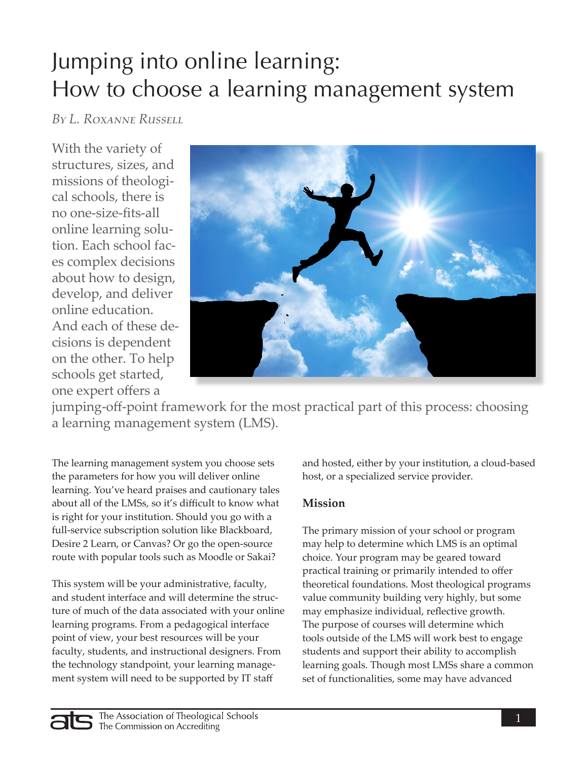# Jumping into online learning: How to choose a learning management system

*By L. Roxanne Russell*

With the variety of structures, sizes, and missions of theological schools, there is no one-size-fits-all online learning solution. Each school faces complex decisions about how to design, develop, and deliver online education. And each of these decisions is dependent on the other. To help schools get started, one expert offers a jumping-off-point framework for the most practical part of this process: choosing a learning management system (LMS).

The learning management system you choose sets the parameters for how you will deliver online learning. You've heard praises and cautionary tales about all of the LMSs, so it's difficult to know what is right for your institution. Should you go with a full-service subscription solution like Blackboard, Desire 2 Learn, or Canvas? Or go the open-source route with popular tools such as Moodle or Sakai?

This system will be your administrative, faculty, and student interface and will determine the structure of much of the data associated with your online learning programs. From a pedagogical interface point of view, your best resources will be your faculty, students, and instructional designers. From the technology standpoint, your learning management system will need to be supported by IT staff and hosted, either by your institution, a cloud-based host, or a specialized service provider.

### Mission

The primary mission of your school or program may help to determine which LMS is an optimal choice. Your program may be geared toward practical training or primarily intended to offer theoretical foundations. Most theological programs value community building very highly, but some may emphasize individual, reflective growth. The purpose of courses will determine which tools outside of the LMS will work best to engage students and support their ability to accomplish learning goals. Though most LMSs share a common set of functionalities, some may have advanced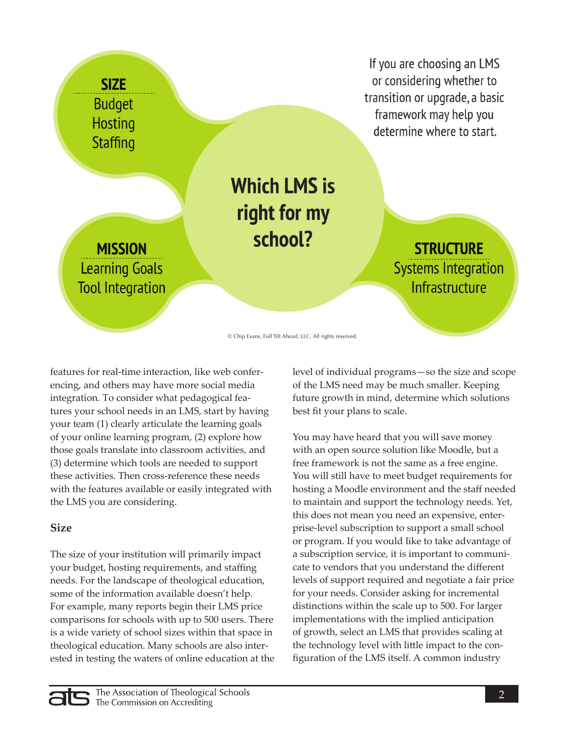**SIZE**

Budget
Hosting
Staffing

If you are choosing an LMS or considering whether to transition or upgrade, a basic framework may help you determine where to start.

**Which LMS is right for my school?**

**MISSION**

Learning Goals
Tool Integration

**STRUCTURE**

Systems Integration
Infrastructure

© Chip Evans, Full Tilt Ahead, LLC. All rights reserved.

features for real-time interaction, like web conferencing, and others may have more social media integration. To consider what pedagogical features your school needs in an LMS, start by having your team (1) clearly articulate the learning goals of your online learning program, (2) explore how those goals translate into classroom activities, and (3) determine which tools are needed to support these activities. Then cross-reference these needs with the features available or easily integrated with the LMS you are considering.

### Size

The size of your institution will primarily impact your budget, hosting requirements, and staffing needs. For the landscape of theological education, some of the information available doesn't help. For example, many reports begin their LMS price comparisons for schools with up to 500 users. There is a wide variety of school sizes within that space in theological education. Many schools are also interested in testing the waters of online education at the level of individual programs—so the size and scope of the LMS need may be much smaller. Keeping future growth in mind, determine which solutions best fit your plans to scale.

You may have heard that you will save money with an open source solution like Moodle, but a free framework is not the same as a free engine. You will still have to meet budget requirements for hosting a Moodle environment and the staff needed to maintain and support the technology needs. Yet, this does not mean you need an expensive, enterprise-level subscription to support a small school or program. If you would like to take advantage of a subscription service, it is important to communicate to vendors that you understand the different levels of support required and negotiate a fair price for your needs. Consider asking for incremental distinctions within the scale up to 500. For larger implementations with the implied anticipation of growth, select an LMS that provides scaling at the technology level with little impact to the configuration of the LMS itself. A common industry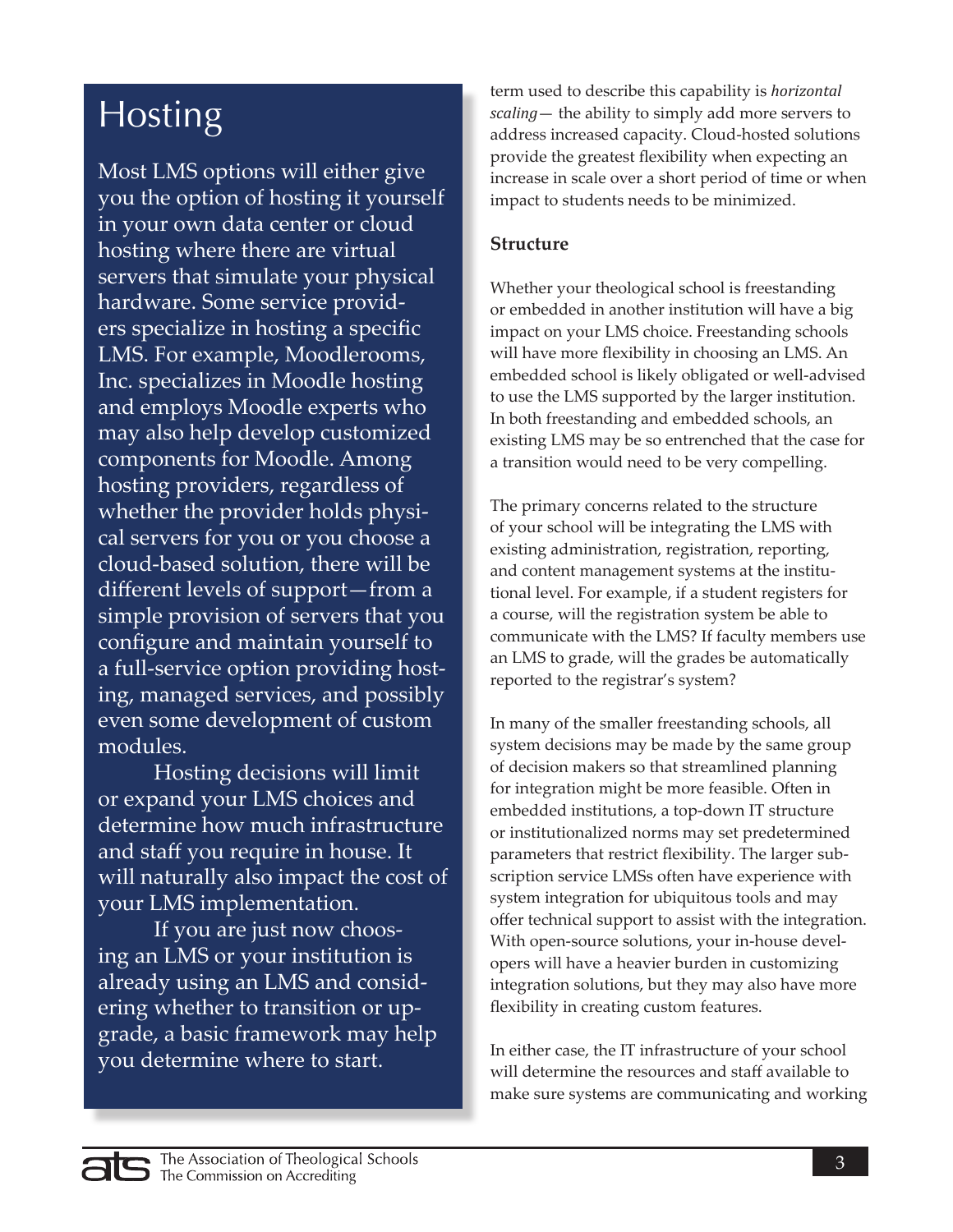## Hosting

Most LMS options will either give you the option of hosting it yourself in your own data center or cloud hosting where there are virtual servers that simulate your physical hardware. Some service providers specialize in hosting a specific LMS. For example, Moodlerooms, Inc. specializes in Moodle hosting and employs Moodle experts who may also help develop customized components for Moodle. Among hosting providers, regardless of whether the provider holds physical servers for you or you choose a cloud-based solution, there will be different levels of support—from a simple provision of servers that you configure and maintain yourself to a full-service option providing hosting, managed services, and possibly even some development of custom modules.

Hosting decisions will limit or expand your LMS choices and determine how much infrastructure and staff you require in house. It will naturally also impact the cost of your LMS implementation.

If you are just now choosing an LMS or your institution is already using an LMS and considering whether to transition or upgrade, a basic framework may help you determine where to start.

term used to describe this capability is *horizontal scaling*— the ability to simply add more servers to address increased capacity. Cloud-hosted solutions provide the greatest flexibility when expecting an increase in scale over a short period of time or when impact to students needs to be minimized.

### Structure

Whether your theological school is freestanding or embedded in another institution will have a big impact on your LMS choice. Freestanding schools will have more flexibility in choosing an LMS. An embedded school is likely obligated or well-advised to use the LMS supported by the larger institution. In both freestanding and embedded schools, an existing LMS may be so entrenched that the case for a transition would need to be very compelling.

The primary concerns related to the structure of your school will be integrating the LMS with existing administration, registration, reporting, and content management systems at the institutional level. For example, if a student registers for a course, will the registration system be able to communicate with the LMS? If faculty members use an LMS to grade, will the grades be automatically reported to the registrar's system?

In many of the smaller freestanding schools, all system decisions may be made by the same group of decision makers so that streamlined planning for integration might be more feasible. Often in embedded institutions, a top-down IT structure or institutionalized norms may set predetermined parameters that restrict flexibility. The larger subscription service LMSs often have experience with system integration for ubiquitous tools and may offer technical support to assist with the integration. With open-source solutions, your in-house developers will have a heavier burden in customizing integration solutions, but they may also have more flexibility in creating custom features.

In either case, the IT infrastructure of your school will determine the resources and staff available to make sure systems are communicating and working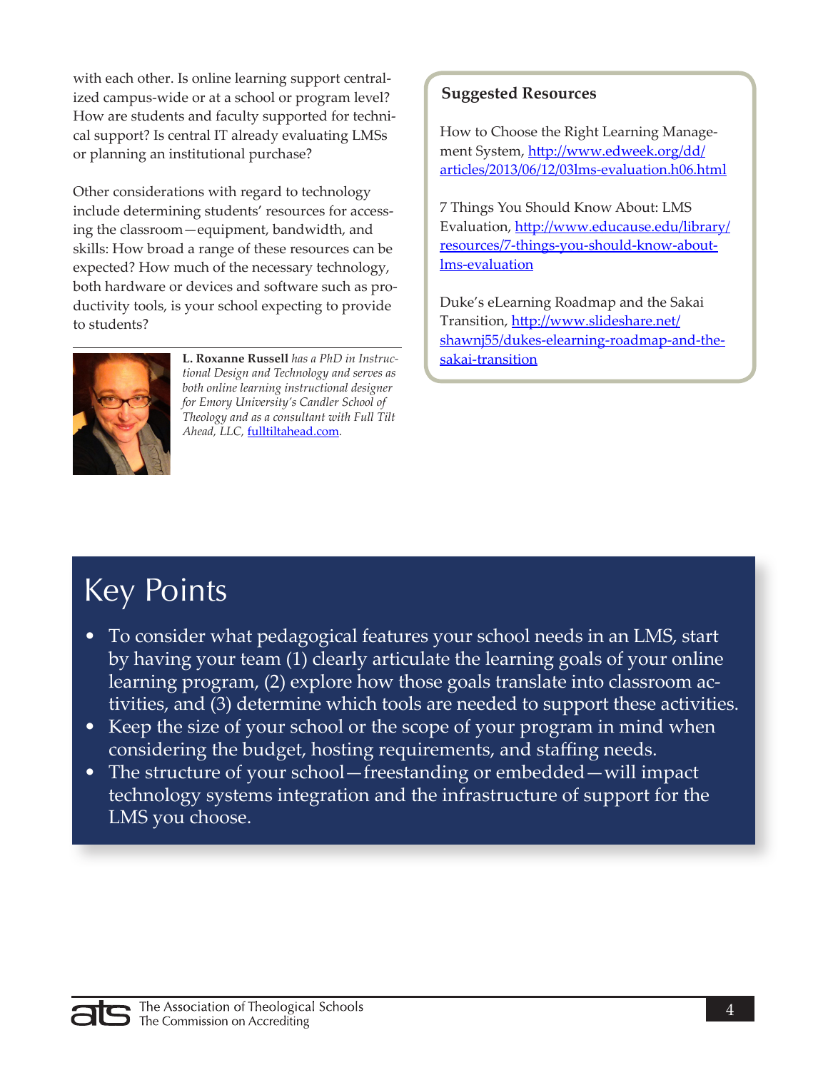with each other. Is online learning support centralized campus-wide or at a school or program level? How are students and faculty supported for technical support? Is central IT already evaluating LMSs or planning an institutional purchase?

Other considerations with regard to technology include determining students' resources for accessing the classroom—equipment, bandwidth, and skills: How broad a range of these resources can be expected? How much of the necessary technology, both hardware or devices and software such as productivity tools, is your school expecting to provide to students?

**L. Roxanne Russell** *has a PhD in Instructional Design and Technology and serves as both online learning instructional designer for Emory University's Candler School of Theology and as a consultant with Full Tilt Ahead, LLC,* fulltiltahead.com.

### Suggested Resources

How to Choose the Right Learning Management System, http://www.edweek.org/dd/articles/2013/06/12/03lms-evaluation.h06.html

7 Things You Should Know About: LMS Evaluation, http://www.educause.edu/library/resources/7-things-you-should-know-about-lms-evaluation

Duke's eLearning Roadmap and the Sakai Transition, http://www.slideshare.net/shawnj55/dukes-elearning-roadmap-and-the-sakai-transition

## Key Points

- To consider what pedagogical features your school needs in an LMS, start by having your team (1) clearly articulate the learning goals of your online learning program, (2) explore how those goals translate into classroom activities, and (3) determine which tools are needed to support these activities.
- Keep the size of your school or the scope of your program in mind when considering the budget, hosting requirements, and staffing needs.
- The structure of your school—freestanding or embedded—will impact technology systems integration and the infrastructure of support for the LMS you choose.